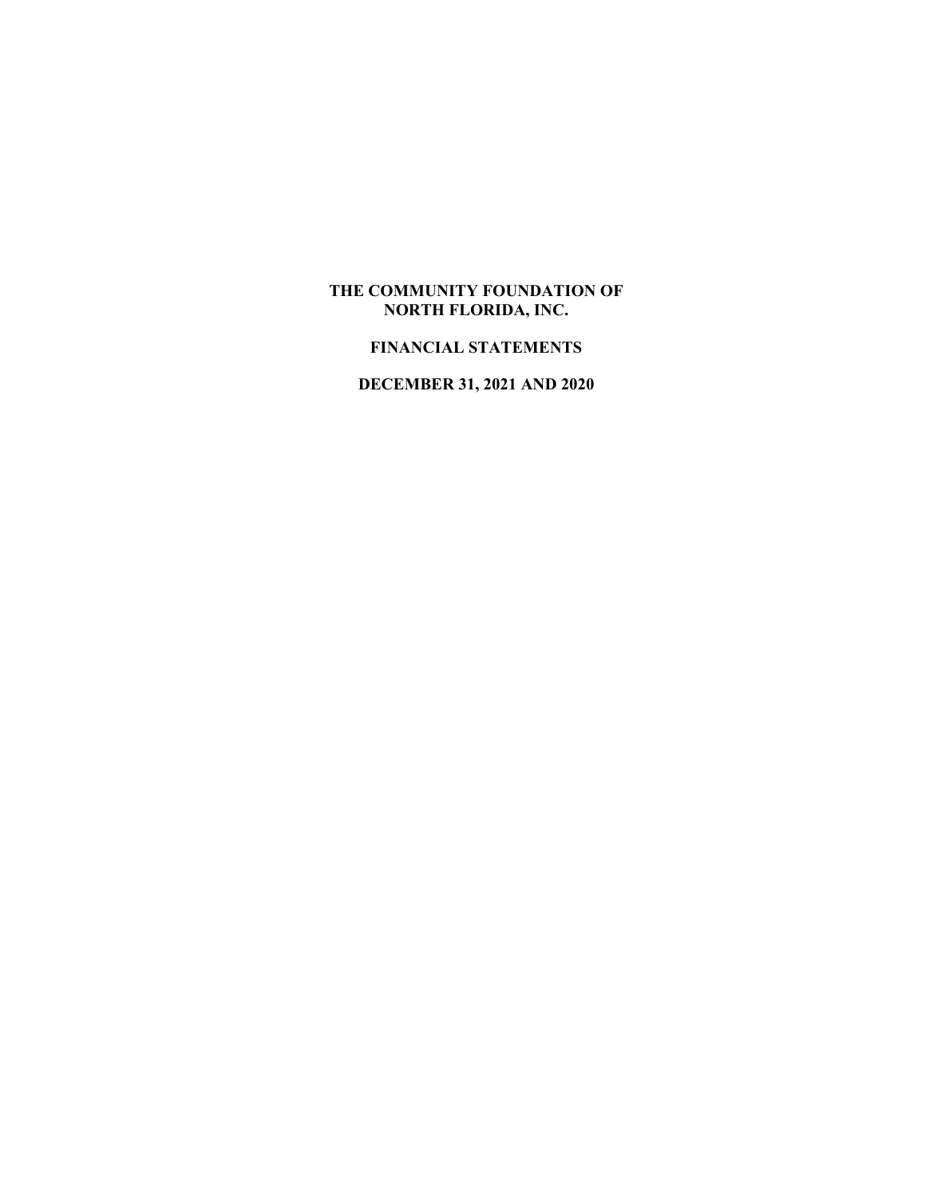# THE COMMUNITY FOUNDATION OF NORTH FLORIDA, INC.

## FINANCIAL STATEMENTS

## DECEMBER 31, 2021 AND 2020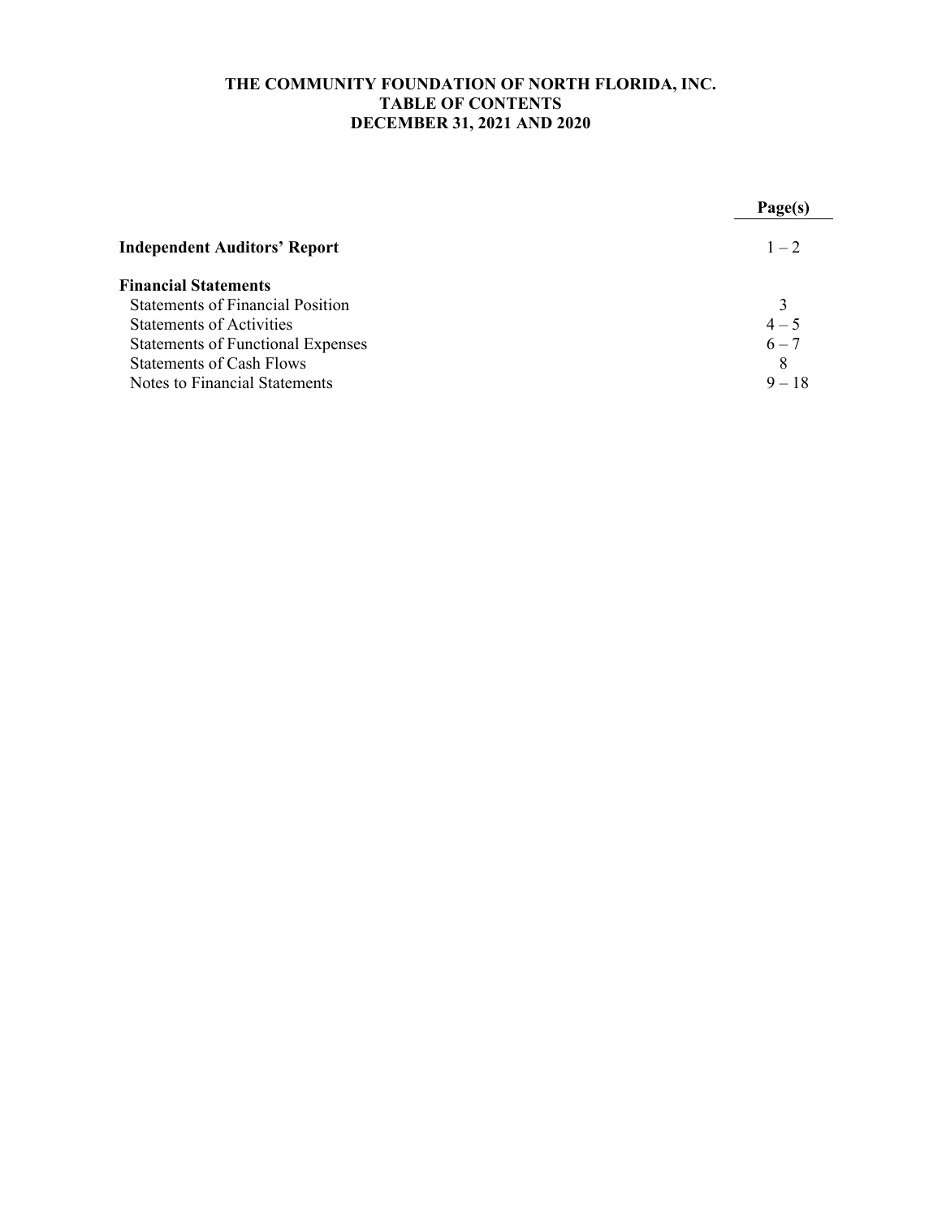# THE COMMUNITY FOUNDATION OF NORTH FLORIDA, INC.
## TABLE OF CONTENTS
## DECEMBER 31, 2021 AND 2020

| | Page(s) |
|---|---|
| **Independent Auditors' Report** | 1 – 2 |
| **Financial Statements** | |
| Statements of Financial Position | 3 |
| Statements of Activities | 4 – 5 |
| Statements of Functional Expenses | 6 – 7 |
| Statements of Cash Flows | 8 |
| Notes to Financial Statements | 9 – 18 |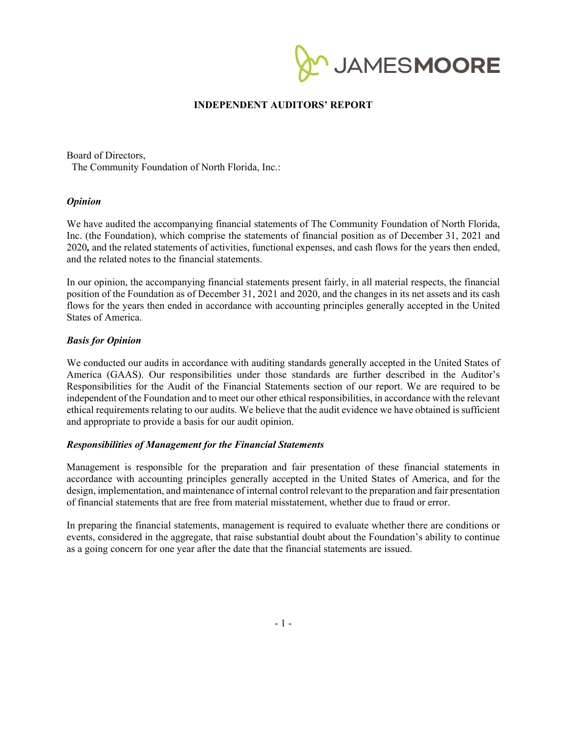JAMESMOORE

**INDEPENDENT AUDITORS' REPORT**

Board of Directors,
The Community Foundation of North Florida, Inc.:

***Opinion***

We have audited the accompanying financial statements of The Community Foundation of North Florida, Inc. (the Foundation), which comprise the statements of financial position as of December 31, 2021 and 2020**,** and the related statements of activities, functional expenses, and cash flows for the years then ended, and the related notes to the financial statements.

In our opinion, the accompanying financial statements present fairly, in all material respects, the financial position of the Foundation as of December 31, 2021 and 2020, and the changes in its net assets and its cash flows for the years then ended in accordance with accounting principles generally accepted in the United States of America.

***Basis for Opinion***

We conducted our audits in accordance with auditing standards generally accepted in the United States of America (GAAS). Our responsibilities under those standards are further described in the Auditor's Responsibilities for the Audit of the Financial Statements section of our report. We are required to be independent of the Foundation and to meet our other ethical responsibilities, in accordance with the relevant ethical requirements relating to our audits. We believe that the audit evidence we have obtained is sufficient and appropriate to provide a basis for our audit opinion.

***Responsibilities of Management for the Financial Statements***

Management is responsible for the preparation and fair presentation of these financial statements in accordance with accounting principles generally accepted in the United States of America, and for the design, implementation, and maintenance of internal control relevant to the preparation and fair presentation of financial statements that are free from material misstatement, whether due to fraud or error.

In preparing the financial statements, management is required to evaluate whether there are conditions or events, considered in the aggregate, that raise substantial doubt about the Foundation's ability to continue as a going concern for one year after the date that the financial statements are issued.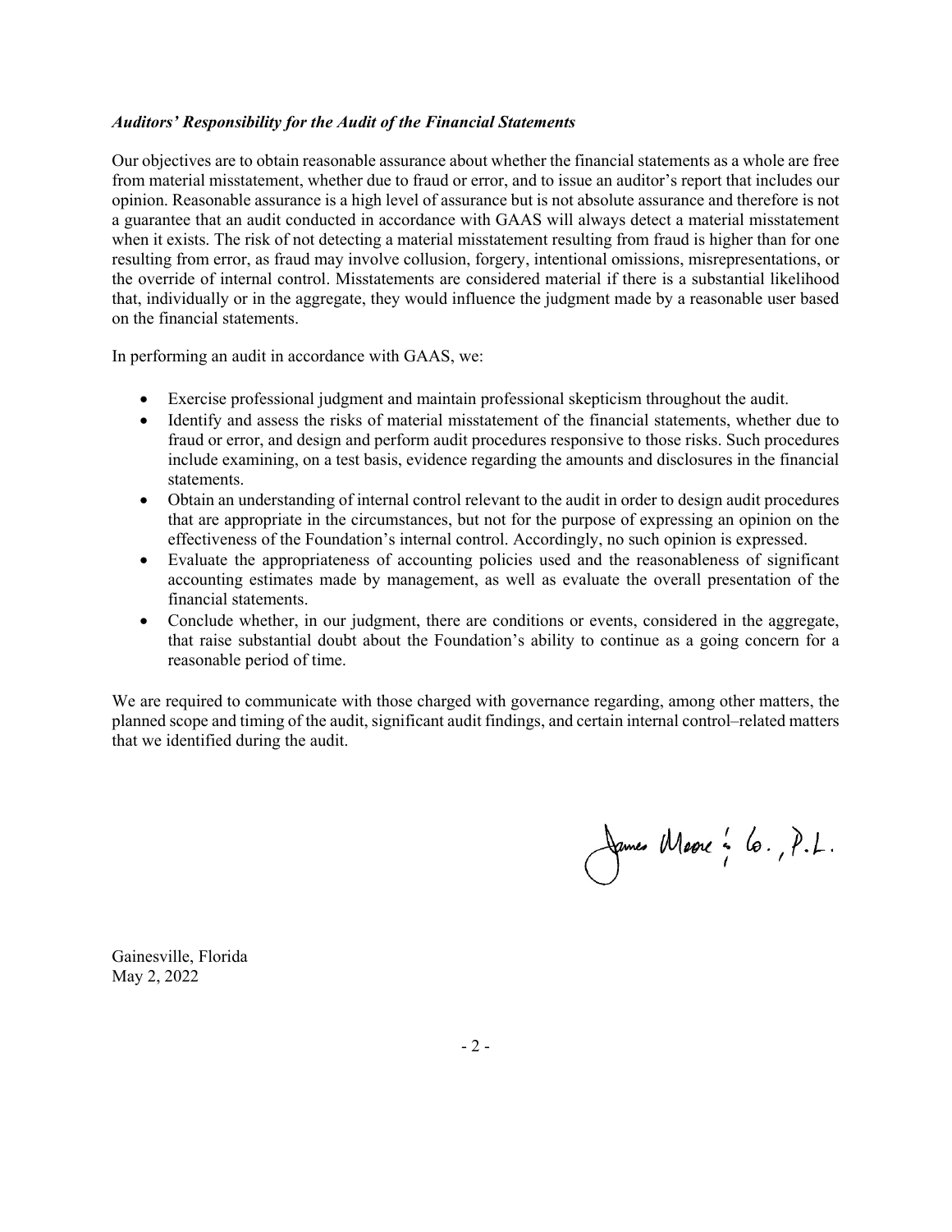***Auditors' Responsibility for the Audit of the Financial Statements***

Our objectives are to obtain reasonable assurance about whether the financial statements as a whole are free from material misstatement, whether due to fraud or error, and to issue an auditor's report that includes our opinion. Reasonable assurance is a high level of assurance but is not absolute assurance and therefore is not a guarantee that an audit conducted in accordance with GAAS will always detect a material misstatement when it exists. The risk of not detecting a material misstatement resulting from fraud is higher than for one resulting from error, as fraud may involve collusion, forgery, intentional omissions, misrepresentations, or the override of internal control. Misstatements are considered material if there is a substantial likelihood that, individually or in the aggregate, they would influence the judgment made by a reasonable user based on the financial statements.

In performing an audit in accordance with GAAS, we:

- Exercise professional judgment and maintain professional skepticism throughout the audit.
- Identify and assess the risks of material misstatement of the financial statements, whether due to fraud or error, and design and perform audit procedures responsive to those risks. Such procedures include examining, on a test basis, evidence regarding the amounts and disclosures in the financial statements.
- Obtain an understanding of internal control relevant to the audit in order to design audit procedures that are appropriate in the circumstances, but not for the purpose of expressing an opinion on the effectiveness of the Foundation's internal control. Accordingly, no such opinion is expressed.
- Evaluate the appropriateness of accounting policies used and the reasonableness of significant accounting estimates made by management, as well as evaluate the overall presentation of the financial statements.
- Conclude whether, in our judgment, there are conditions or events, considered in the aggregate, that raise substantial doubt about the Foundation's ability to continue as a going concern for a reasonable period of time.

We are required to communicate with those charged with governance regarding, among other matters, the planned scope and timing of the audit, significant audit findings, and certain internal control–related matters that we identified during the audit.

James Moore & Co., P.L.

Gainesville, Florida
May 2, 2022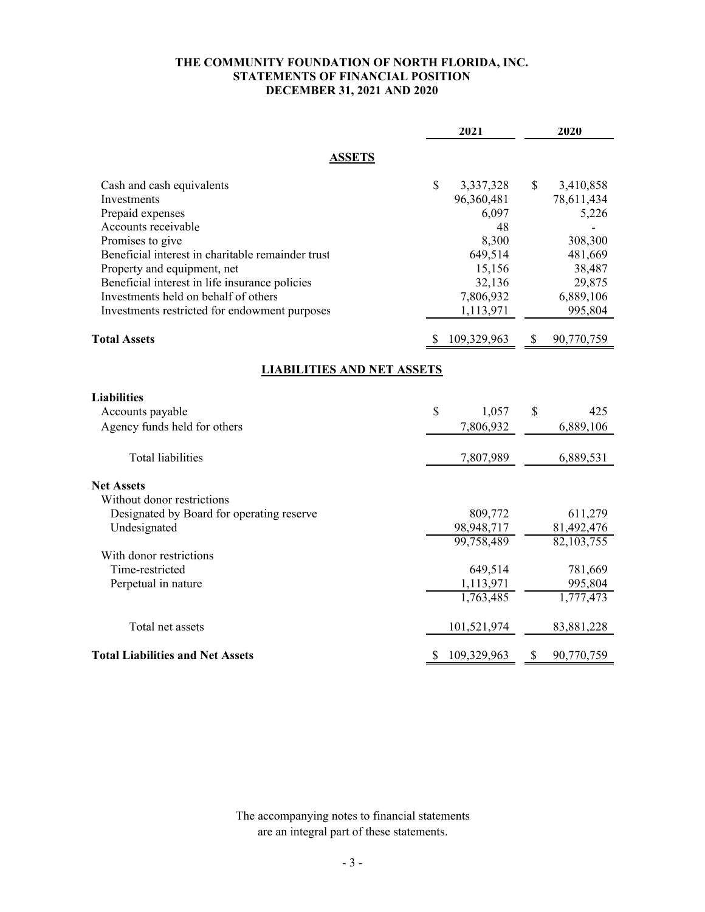# THE COMMUNITY FOUNDATION OF NORTH FLORIDA, INC.
## STATEMENTS OF FINANCIAL POSITION
### DECEMBER 31, 2021 AND 2020

| | 2021 | 2020 |
|---|---|---|
| **ASSETS** | | |
| Cash and cash equivalents | $ 3,337,328 | $ 3,410,858 |
| Investments | 96,360,481 | 78,611,434 |
| Prepaid expenses | 6,097 | 5,226 |
| Accounts receivable | 48 | - |
| Promises to give | 8,300 | 308,300 |
| Beneficial interest in charitable remainder trust | 649,514 | 481,669 |
| Property and equipment, net | 15,156 | 38,487 |
| Beneficial interest in life insurance policies | 32,136 | 29,875 |
| Investments held on behalf of others | 7,806,932 | 6,889,106 |
| Investments restricted for endowment purposes | 1,113,971 | 995,804 |
| **Total Assets** | $ 109,329,963 | $ 90,770,759 |
| **LIABILITIES AND NET ASSETS** | | |
| **Liabilities** | | |
| Accounts payable | $ 1,057 | $ 425 |
| Agency funds held for others | 7,806,932 | 6,889,106 |
| Total liabilities | 7,807,989 | 6,889,531 |
| **Net Assets** | | |
| Without donor restrictions | | |
| Designated by Board for operating reserve | 809,772 | 611,279 |
| Undesignated | 98,948,717 | 81,492,476 |
| | 99,758,489 | 82,103,755 |
| With donor restrictions | | |
| Time-restricted | 649,514 | 781,669 |
| Perpetual in nature | 1,113,971 | 995,804 |
| | 1,763,485 | 1,777,473 |
| Total net assets | 101,521,974 | 83,881,228 |
| **Total Liabilities and Net Assets** | $ 109,329,963 | $ 90,770,759 |

The accompanying notes to financial statements are an integral part of these statements.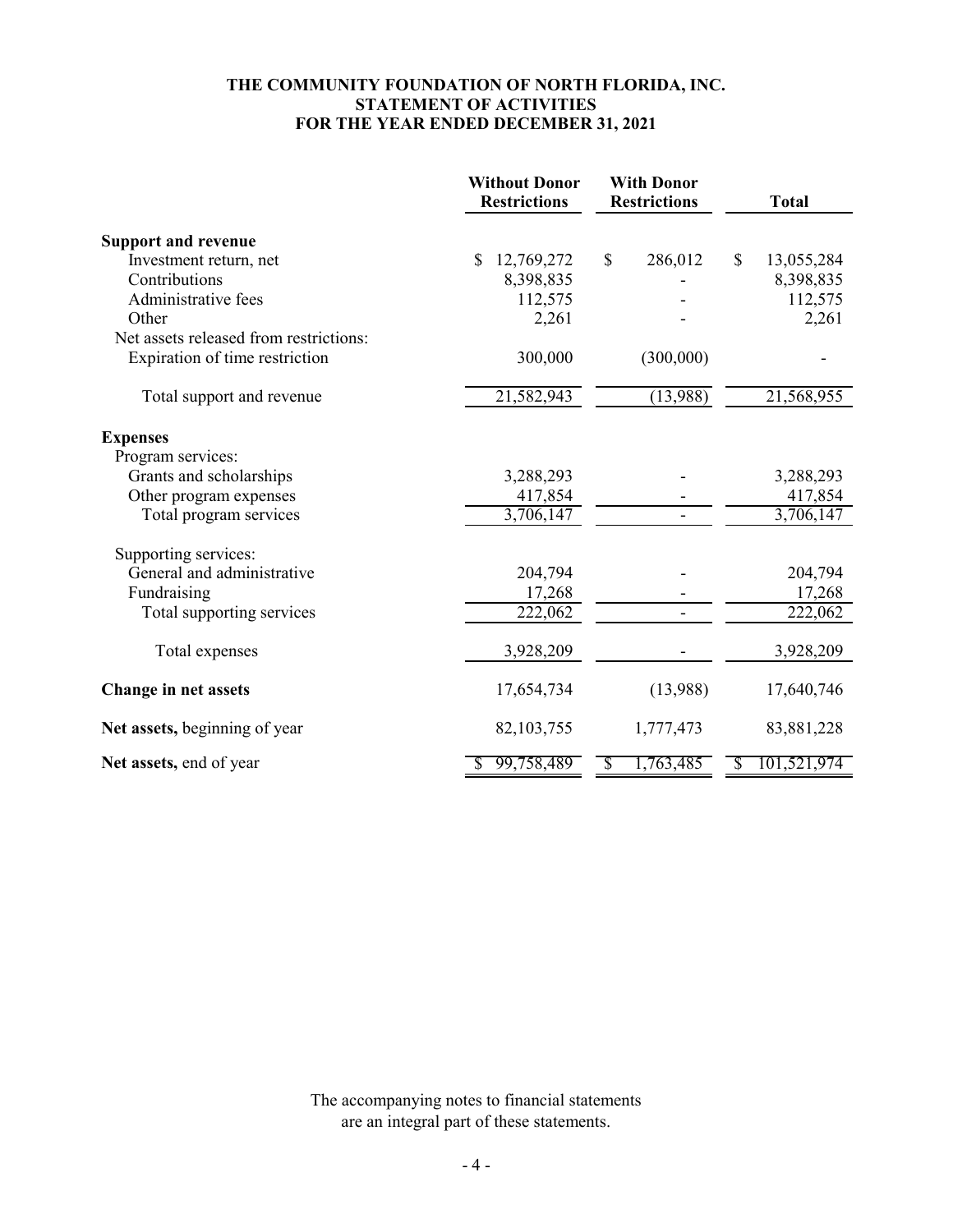# THE COMMUNITY FOUNDATION OF NORTH FLORIDA, INC.
## STATEMENT OF ACTIVITIES
### FOR THE YEAR ENDED DECEMBER 31, 2021

| | Without Donor Restrictions | With Donor Restrictions | Total |
|---|---|---|---|
| **Support and revenue** | | | |
| Investment return, net | $ 12,769,272 | $ 286,012 | $ 13,055,284 |
| Contributions | 8,398,835 | - | 8,398,835 |
| Administrative fees | 112,575 | - | 112,575 |
| Other | 2,261 | - | 2,261 |
| Net assets released from restrictions: | | | |
| Expiration of time restriction | 300,000 | (300,000) | - |
| Total support and revenue | 21,582,943 | (13,988) | 21,568,955 |
| **Expenses** | | | |
| Program services: | | | |
| Grants and scholarships | 3,288,293 | - | 3,288,293 |
| Other program expenses | 417,854 | - | 417,854 |
| Total program services | 3,706,147 | - | 3,706,147 |
| Supporting services: | | | |
| General and administrative | 204,794 | - | 204,794 |
| Fundraising | 17,268 | - | 17,268 |
| Total supporting services | 222,062 | - | 222,062 |
| Total expenses | 3,928,209 | - | 3,928,209 |
| **Change in net assets** | 17,654,734 | (13,988) | 17,640,746 |
| **Net assets,** beginning of year | 82,103,755 | 1,777,473 | 83,881,228 |
| **Net assets,** end of year | $ 99,758,489 | $ 1,763,485 | $ 101,521,974 |

The accompanying notes to financial statements are an integral part of these statements.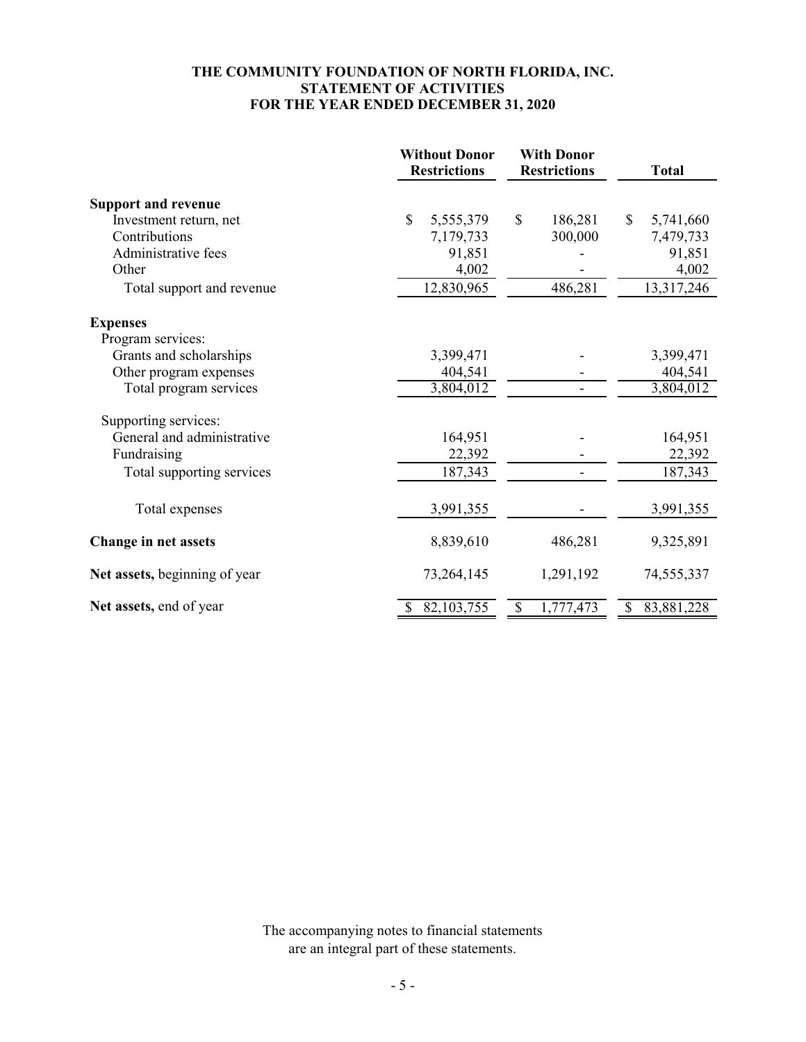# THE COMMUNITY FOUNDATION OF NORTH FLORIDA, INC.
## STATEMENT OF ACTIVITIES
### FOR THE YEAR ENDED DECEMBER 31, 2020

| | Without Donor Restrictions | With Donor Restrictions | Total |
|---|---|---|---|
| **Support and revenue** | | | |
| Investment return, net | $ 5,555,379 | $ 186,281 | $ 5,741,660 |
| Contributions | 7,179,733 | 300,000 | 7,479,733 |
| Administrative fees | 91,851 | - | 91,851 |
| Other | 4,002 | - | 4,002 |
| Total support and revenue | 12,830,965 | 486,281 | 13,317,246 |
| **Expenses** | | | |
| Program services: | | | |
| Grants and scholarships | 3,399,471 | - | 3,399,471 |
| Other program expenses | 404,541 | - | 404,541 |
| Total program services | 3,804,012 | - | 3,804,012 |
| Supporting services: | | | |
| General and administrative | 164,951 | - | 164,951 |
| Fundraising | 22,392 | - | 22,392 |
| Total supporting services | 187,343 | - | 187,343 |
| Total expenses | 3,991,355 | - | 3,991,355 |
| **Change in net assets** | 8,839,610 | 486,281 | 9,325,891 |
| **Net assets,** beginning of year | 73,264,145 | 1,291,192 | 74,555,337 |
| **Net assets,** end of year | $ 82,103,755 | $ 1,777,473 | $ 83,881,228 |

The accompanying notes to financial statements are an integral part of these statements.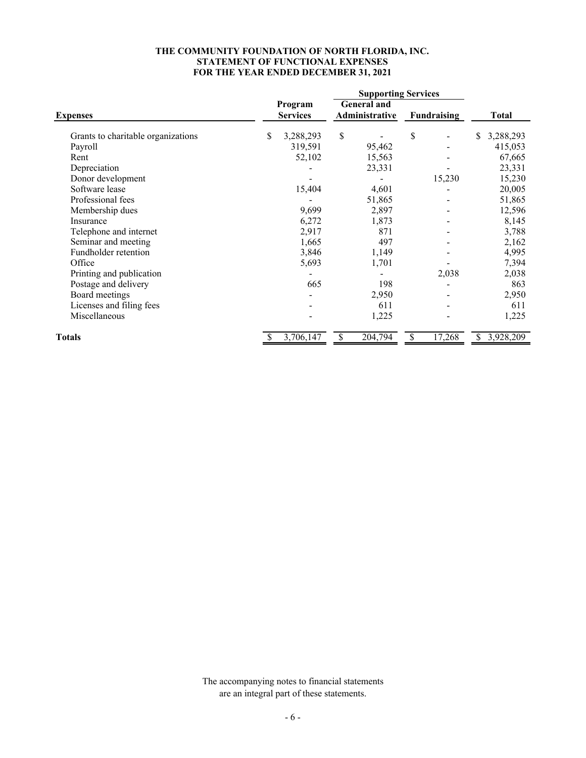**THE COMMUNITY FOUNDATION OF NORTH FLORIDA, INC.**
**STATEMENT OF FUNCTIONAL EXPENSES**
**FOR THE YEAR ENDED DECEMBER 31, 2021**

| Expenses | Program Services | Supporting Services | | Total |
|---|---|---|---|---|
| | | General and Administrative | Fundraising | |
| Grants to charitable organizations | $ 3,288,293 | $ - | $ - | $ 3,288,293 |
| Payroll | 319,591 | 95,462 | - | 415,053 |
| Rent | 52,102 | 15,563 | - | 67,665 |
| Depreciation | - | 23,331 | - | 23,331 |
| Donor development | - | - | 15,230 | 15,230 |
| Software lease | 15,404 | 4,601 | - | 20,005 |
| Professional fees | - | 51,865 | - | 51,865 |
| Membership dues | 9,699 | 2,897 | - | 12,596 |
| Insurance | 6,272 | 1,873 | - | 8,145 |
| Telephone and internet | 2,917 | 871 | - | 3,788 |
| Seminar and meeting | 1,665 | 497 | - | 2,162 |
| Fundholder retention | 3,846 | 1,149 | - | 4,995 |
| Office | 5,693 | 1,701 | - | 7,394 |
| Printing and publication | - | - | 2,038 | 2,038 |
| Postage and delivery | 665 | 198 | - | 863 |
| Board meetings | - | 2,950 | - | 2,950 |
| Licenses and filing fees | - | 611 | - | 611 |
| Miscellaneous | - | 1,225 | - | 1,225 |
| **Totals** | $ 3,706,147 | $ 204,794 | $ 17,268 | $ 3,928,209 |

The accompanying notes to financial statements are an integral part of these statements.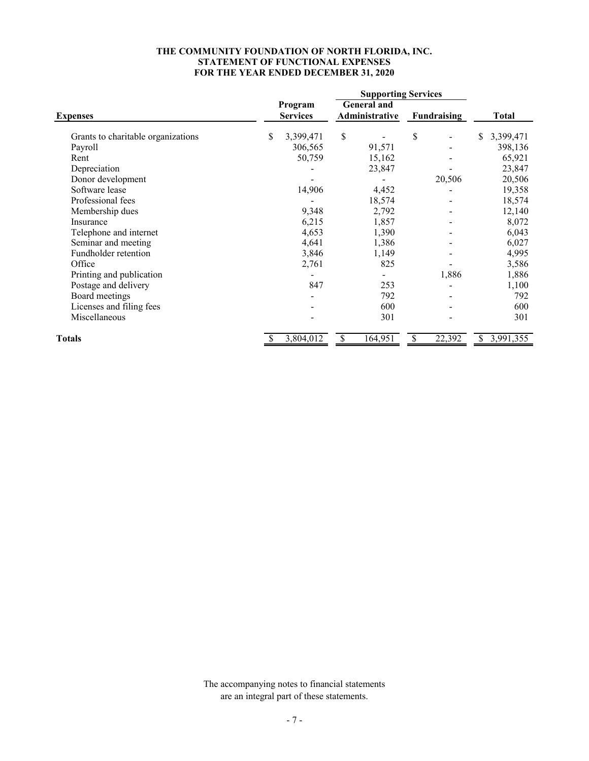**THE COMMUNITY FOUNDATION OF NORTH FLORIDA, INC.**
**STATEMENT OF FUNCTIONAL EXPENSES**
**FOR THE YEAR ENDED DECEMBER 31, 2020**

| | | Supporting Services | | |
|---|---|---|---|---|
| **Expenses** | **Program Services** | **General and Administrative** | **Fundraising** | **Total** |
| Grants to charitable organizations | $ 3,399,471 | $ - | $ - | $ 3,399,471 |
| Payroll | 306,565 | 91,571 | - | 398,136 |
| Rent | 50,759 | 15,162 | - | 65,921 |
| Depreciation | - | 23,847 | - | 23,847 |
| Donor development | - | - | 20,506 | 20,506 |
| Software lease | 14,906 | 4,452 | - | 19,358 |
| Professional fees | - | 18,574 | - | 18,574 |
| Membership dues | 9,348 | 2,792 | - | 12,140 |
| Insurance | 6,215 | 1,857 | - | 8,072 |
| Telephone and internet | 4,653 | 1,390 | - | 6,043 |
| Seminar and meeting | 4,641 | 1,386 | - | 6,027 |
| Fundholder retention | 3,846 | 1,149 | - | 4,995 |
| Office | 2,761 | 825 | - | 3,586 |
| Printing and publication | - | - | 1,886 | 1,886 |
| Postage and delivery | 847 | 253 | - | 1,100 |
| Board meetings | - | 792 | - | 792 |
| Licenses and filing fees | - | 600 | - | 600 |
| Miscellaneous | - | 301 | - | 301 |
| **Totals** | $ 3,804,012 | $ 164,951 | $ 22,392 | $ 3,991,355 |

The accompanying notes to financial statements are an integral part of these statements.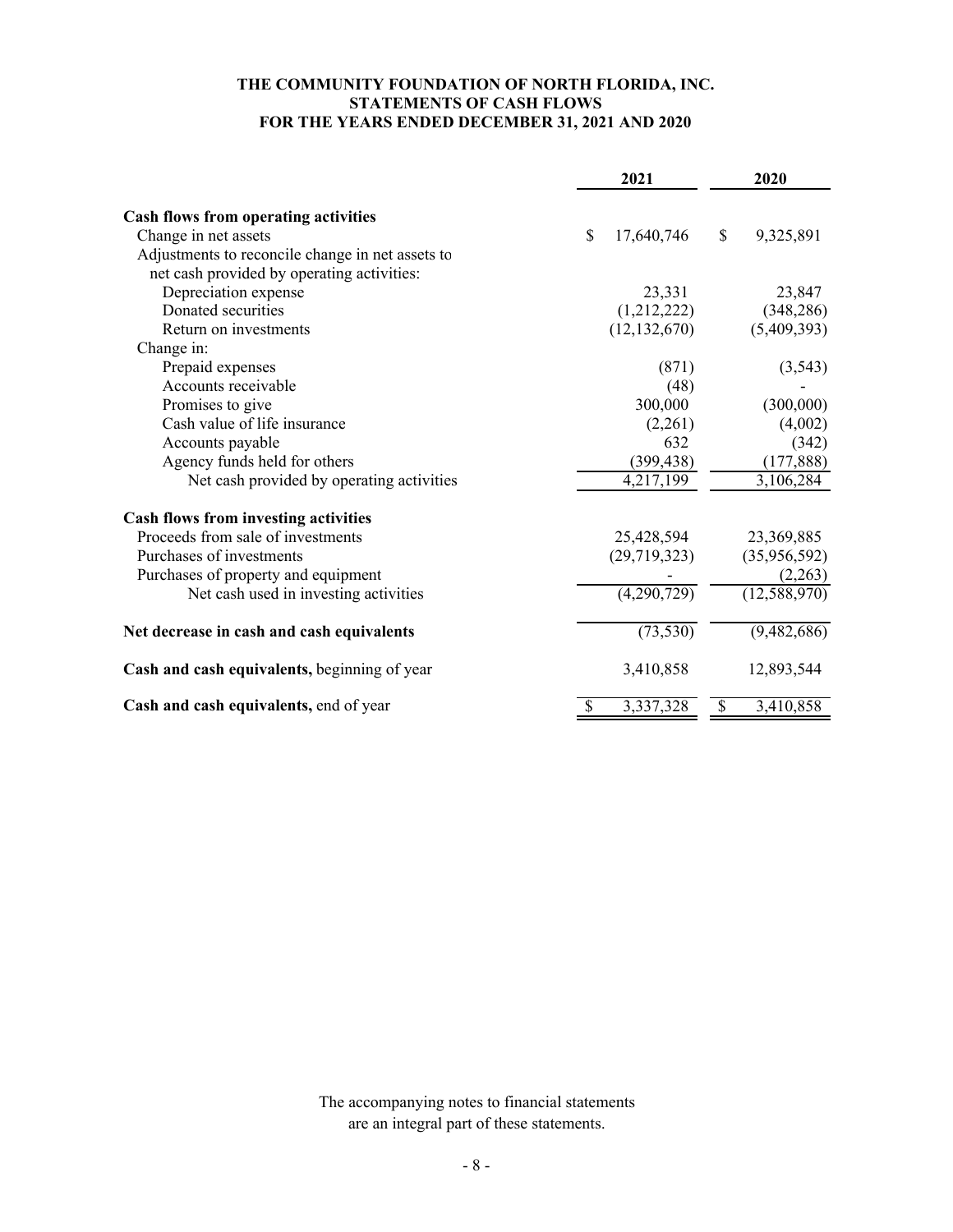# THE COMMUNITY FOUNDATION OF NORTH FLORIDA, INC.
## STATEMENTS OF CASH FLOWS
### FOR THE YEARS ENDED DECEMBER 31, 2021 AND 2020

| | 2021 | 2020 |
|---|---|---|
| **Cash flows from operating activities** | | |
| Change in net assets | $ 17,640,746 | $ 9,325,891 |
| Adjustments to reconcile change in net assets to net cash provided by operating activities: | | |
| Depreciation expense | 23,331 | 23,847 |
| Donated securities | (1,212,222) | (348,286) |
| Return on investments | (12,132,670) | (5,409,393) |
| Change in: | | |
| Prepaid expenses | (871) | (3,543) |
| Accounts receivable | (48) | - |
| Promises to give | 300,000 | (300,000) |
| Cash value of life insurance | (2,261) | (4,002) |
| Accounts payable | 632 | (342) |
| Agency funds held for others | (399,438) | (177,888) |
| Net cash provided by operating activities | 4,217,199 | 3,106,284 |
| **Cash flows from investing activities** | | |
| Proceeds from sale of investments | 25,428,594 | 23,369,885 |
| Purchases of investments | (29,719,323) | (35,956,592) |
| Purchases of property and equipment | - | (2,263) |
| Net cash used in investing activities | (4,290,729) | (12,588,970) |
| **Net decrease in cash and cash equivalents** | (73,530) | (9,482,686) |
| **Cash and cash equivalents,** beginning of year | 3,410,858 | 12,893,544 |
| **Cash and cash equivalents,** end of year | $ 3,337,328 | $ 3,410,858 |

The accompanying notes to financial statements are an integral part of these statements.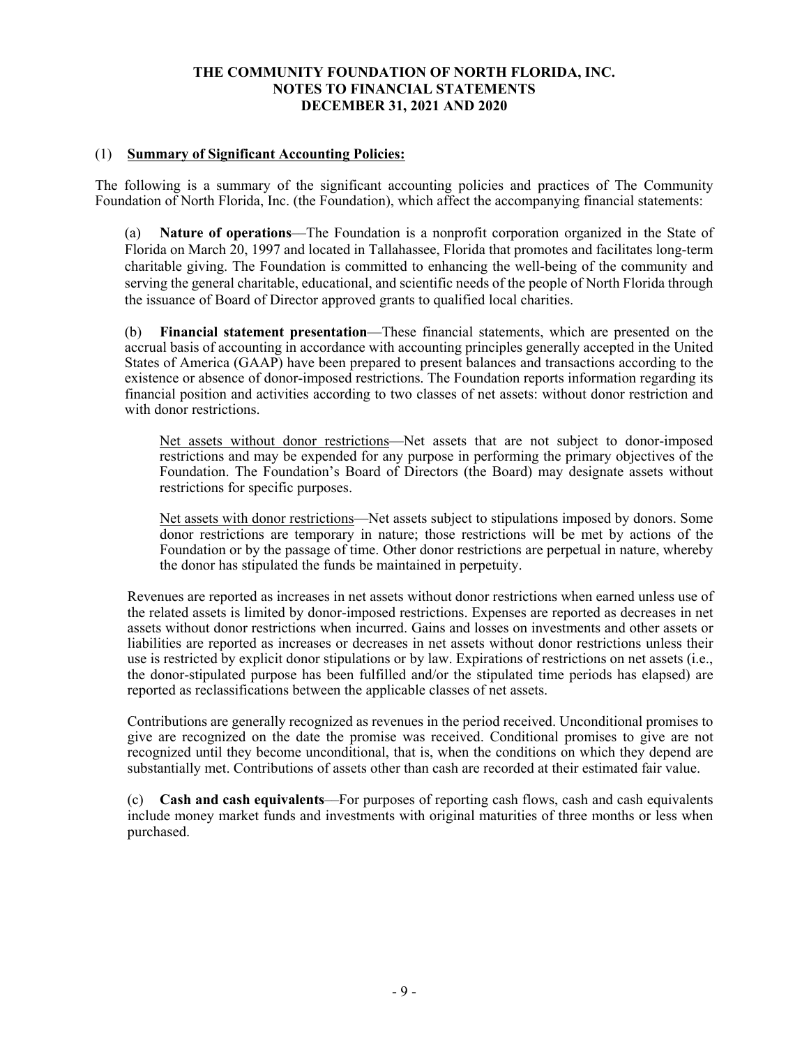**THE COMMUNITY FOUNDATION OF NORTH FLORIDA, INC.**
**NOTES TO FINANCIAL STATEMENTS**
**DECEMBER 31, 2021 AND 2020**

## (1) Summary of Significant Accounting Policies:

The following is a summary of the significant accounting policies and practices of The Community Foundation of North Florida, Inc. (the Foundation), which affect the accompanying financial statements:

(a) **Nature of operations**—The Foundation is a nonprofit corporation organized in the State of Florida on March 20, 1997 and located in Tallahassee, Florida that promotes and facilitates long-term charitable giving. The Foundation is committed to enhancing the well-being of the community and serving the general charitable, educational, and scientific needs of the people of North Florida through the issuance of Board of Director approved grants to qualified local charities.

(b) **Financial statement presentation**—These financial statements, which are presented on the accrual basis of accounting in accordance with accounting principles generally accepted in the United States of America (GAAP) have been prepared to present balances and transactions according to the existence or absence of donor-imposed restrictions. The Foundation reports information regarding its financial position and activities according to two classes of net assets: without donor restriction and with donor restrictions.

Net assets without donor restrictions—Net assets that are not subject to donor-imposed restrictions and may be expended for any purpose in performing the primary objectives of the Foundation. The Foundation's Board of Directors (the Board) may designate assets without restrictions for specific purposes.

Net assets with donor restrictions—Net assets subject to stipulations imposed by donors. Some donor restrictions are temporary in nature; those restrictions will be met by actions of the Foundation or by the passage of time. Other donor restrictions are perpetual in nature, whereby the donor has stipulated the funds be maintained in perpetuity.

Revenues are reported as increases in net assets without donor restrictions when earned unless use of the related assets is limited by donor-imposed restrictions. Expenses are reported as decreases in net assets without donor restrictions when incurred. Gains and losses on investments and other assets or liabilities are reported as increases or decreases in net assets without donor restrictions unless their use is restricted by explicit donor stipulations or by law. Expirations of restrictions on net assets (i.e., the donor-stipulated purpose has been fulfilled and/or the stipulated time periods has elapsed) are reported as reclassifications between the applicable classes of net assets.

Contributions are generally recognized as revenues in the period received. Unconditional promises to give are recognized on the date the promise was received. Conditional promises to give are not recognized until they become unconditional, that is, when the conditions on which they depend are substantially met. Contributions of assets other than cash are recorded at their estimated fair value.

(c) **Cash and cash equivalents**—For purposes of reporting cash flows, cash and cash equivalents include money market funds and investments with original maturities of three months or less when purchased.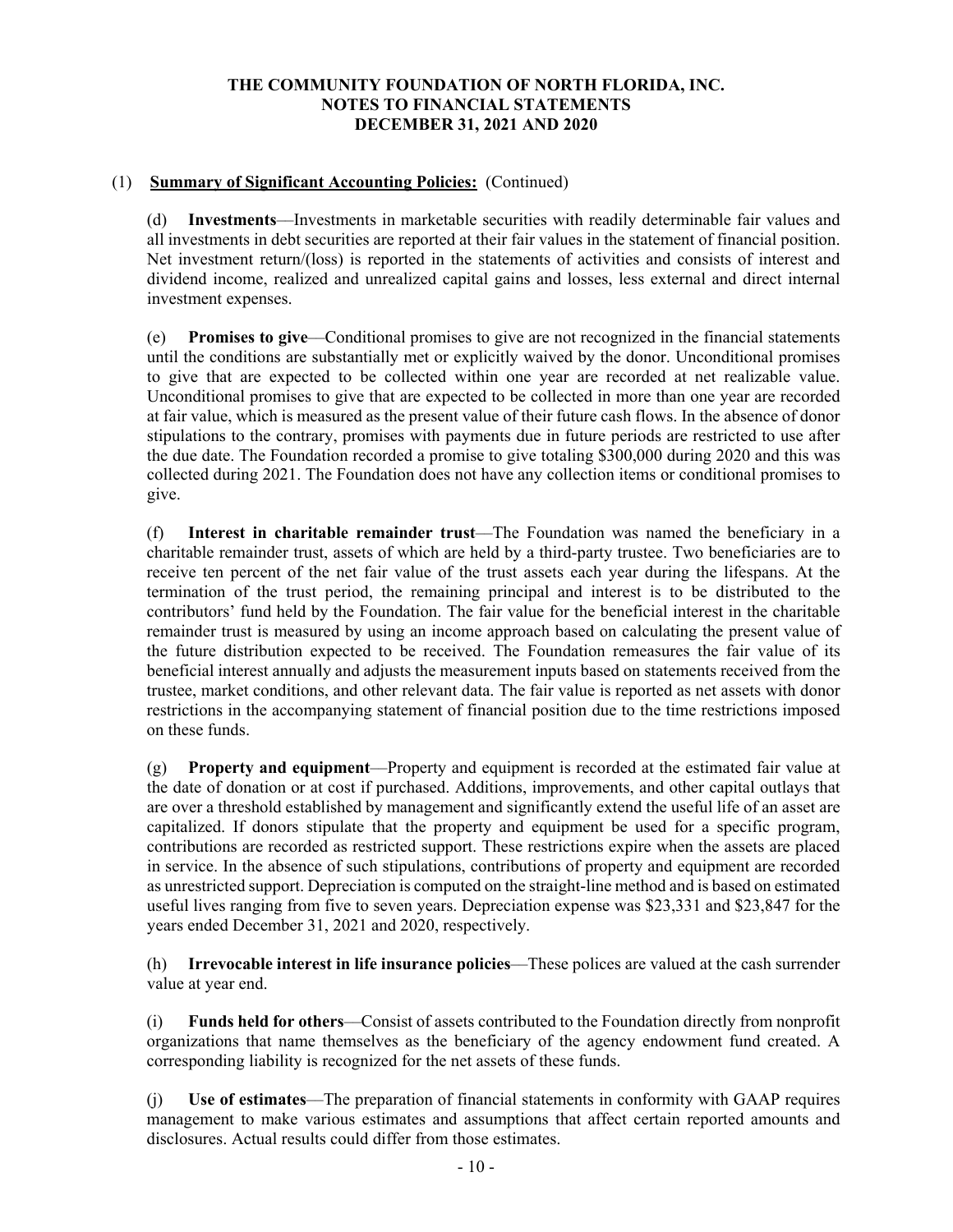THE COMMUNITY FOUNDATION OF NORTH FLORIDA, INC.
NOTES TO FINANCIAL STATEMENTS
DECEMBER 31, 2021 AND 2020

(1) **Summary of Significant Accounting Policies:** (Continued)

(d) **Investments**—Investments in marketable securities with readily determinable fair values and all investments in debt securities are reported at their fair values in the statement of financial position. Net investment return/(loss) is reported in the statements of activities and consists of interest and dividend income, realized and unrealized capital gains and losses, less external and direct internal investment expenses.

(e) **Promises to give**—Conditional promises to give are not recognized in the financial statements until the conditions are substantially met or explicitly waived by the donor. Unconditional promises to give that are expected to be collected within one year are recorded at net realizable value. Unconditional promises to give that are expected to be collected in more than one year are recorded at fair value, which is measured as the present value of their future cash flows. In the absence of donor stipulations to the contrary, promises with payments due in future periods are restricted to use after the due date. The Foundation recorded a promise to give totaling $300,000 during 2020 and this was collected during 2021. The Foundation does not have any collection items or conditional promises to give.

(f) **Interest in charitable remainder trust**—The Foundation was named the beneficiary in a charitable remainder trust, assets of which are held by a third-party trustee. Two beneficiaries are to receive ten percent of the net fair value of the trust assets each year during the lifespans. At the termination of the trust period, the remaining principal and interest is to be distributed to the contributors' fund held by the Foundation. The fair value for the beneficial interest in the charitable remainder trust is measured by using an income approach based on calculating the present value of the future distribution expected to be received. The Foundation remeasures the fair value of its beneficial interest annually and adjusts the measurement inputs based on statements received from the trustee, market conditions, and other relevant data. The fair value is reported as net assets with donor restrictions in the accompanying statement of financial position due to the time restrictions imposed on these funds.

(g) **Property and equipment**—Property and equipment is recorded at the estimated fair value at the date of donation or at cost if purchased. Additions, improvements, and other capital outlays that are over a threshold established by management and significantly extend the useful life of an asset are capitalized. If donors stipulate that the property and equipment be used for a specific program, contributions are recorded as restricted support. These restrictions expire when the assets are placed in service. In the absence of such stipulations, contributions of property and equipment are recorded as unrestricted support. Depreciation is computed on the straight-line method and is based on estimated useful lives ranging from five to seven years. Depreciation expense was $23,331 and $23,847 for the years ended December 31, 2021 and 2020, respectively.

(h) **Irrevocable interest in life insurance policies**—These polices are valued at the cash surrender value at year end.

(i) **Funds held for others**—Consist of assets contributed to the Foundation directly from nonprofit organizations that name themselves as the beneficiary of the agency endowment fund created. A corresponding liability is recognized for the net assets of these funds.

(j) **Use of estimates**—The preparation of financial statements in conformity with GAAP requires management to make various estimates and assumptions that affect certain reported amounts and disclosures. Actual results could differ from those estimates.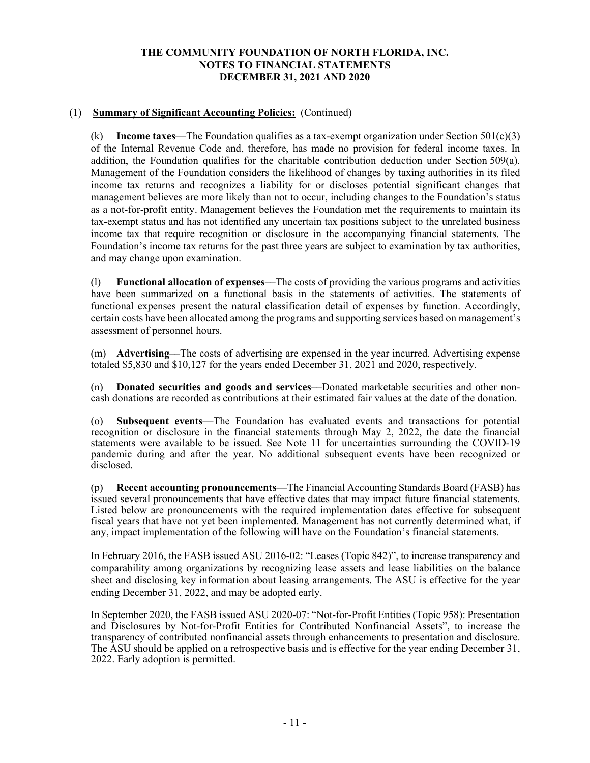# THE COMMUNITY FOUNDATION OF NORTH FLORIDA, INC.
## NOTES TO FINANCIAL STATEMENTS
## DECEMBER 31, 2021 AND 2020

(1) **Summary of Significant Accounting Policies:** (Continued)

(k) **Income taxes**—The Foundation qualifies as a tax-exempt organization under Section 501(c)(3) of the Internal Revenue Code and, therefore, has made no provision for federal income taxes. In addition, the Foundation qualifies for the charitable contribution deduction under Section 509(a). Management of the Foundation considers the likelihood of changes by taxing authorities in its filed income tax returns and recognizes a liability for or discloses potential significant changes that management believes are more likely than not to occur, including changes to the Foundation's status as a not-for-profit entity. Management believes the Foundation met the requirements to maintain its tax-exempt status and has not identified any uncertain tax positions subject to the unrelated business income tax that require recognition or disclosure in the accompanying financial statements. The Foundation's income tax returns for the past three years are subject to examination by tax authorities, and may change upon examination.

(l) **Functional allocation of expenses**—The costs of providing the various programs and activities have been summarized on a functional basis in the statements of activities. The statements of functional expenses present the natural classification detail of expenses by function. Accordingly, certain costs have been allocated among the programs and supporting services based on management's assessment of personnel hours.

(m) **Advertising**—The costs of advertising are expensed in the year incurred. Advertising expense totaled $5,830 and $10,127 for the years ended December 31, 2021 and 2020, respectively.

(n) **Donated securities and goods and services**—Donated marketable securities and other non-cash donations are recorded as contributions at their estimated fair values at the date of the donation.

(o) **Subsequent events**—The Foundation has evaluated events and transactions for potential recognition or disclosure in the financial statements through May 2, 2022, the date the financial statements were available to be issued. See Note 11 for uncertainties surrounding the COVID-19 pandemic during and after the year. No additional subsequent events have been recognized or disclosed.

(p) **Recent accounting pronouncements**—The Financial Accounting Standards Board (FASB) has issued several pronouncements that have effective dates that may impact future financial statements. Listed below are pronouncements with the required implementation dates effective for subsequent fiscal years that have not yet been implemented. Management has not currently determined what, if any, impact implementation of the following will have on the Foundation's financial statements.

In February 2016, the FASB issued ASU 2016-02: "Leases (Topic 842)", to increase transparency and comparability among organizations by recognizing lease assets and lease liabilities on the balance sheet and disclosing key information about leasing arrangements. The ASU is effective for the year ending December 31, 2022, and may be adopted early.

In September 2020, the FASB issued ASU 2020-07: "Not-for-Profit Entities (Topic 958): Presentation and Disclosures by Not-for-Profit Entities for Contributed Nonfinancial Assets", to increase the transparency of contributed nonfinancial assets through enhancements to presentation and disclosure. The ASU should be applied on a retrospective basis and is effective for the year ending December 31, 2022. Early adoption is permitted.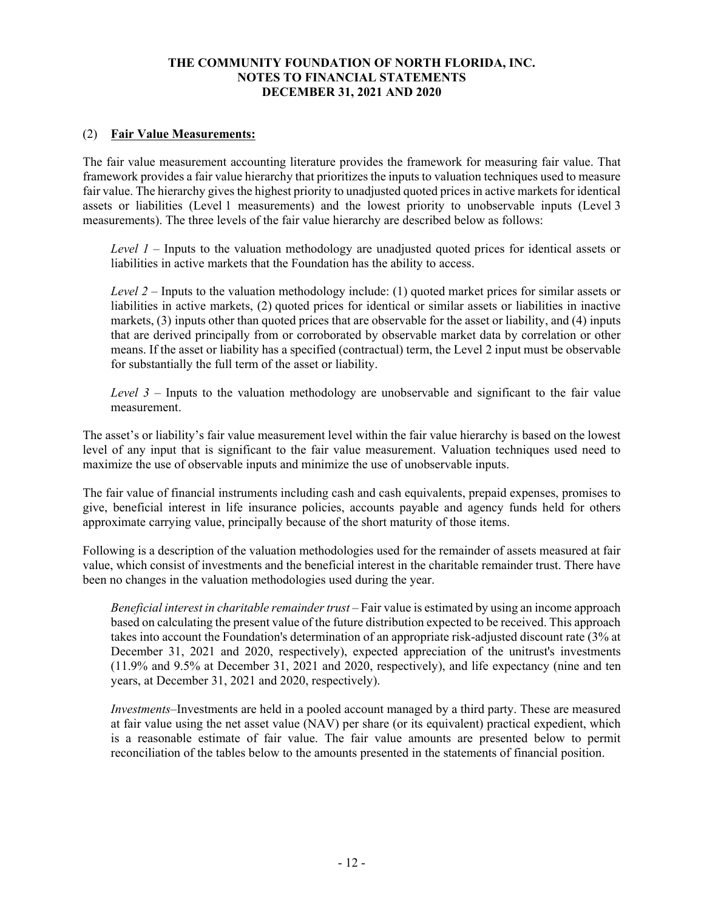## (2) **Fair Value Measurements:**

The fair value measurement accounting literature provides the framework for measuring fair value. That framework provides a fair value hierarchy that prioritizes the inputs to valuation techniques used to measure fair value. The hierarchy gives the highest priority to unadjusted quoted prices in active markets for identical assets or liabilities (Level 1 measurements) and the lowest priority to unobservable inputs (Level 3 measurements). The three levels of the fair value hierarchy are described below as follows:

*Level 1* – Inputs to the valuation methodology are unadjusted quoted prices for identical assets or liabilities in active markets that the Foundation has the ability to access.

*Level 2* – Inputs to the valuation methodology include: (1) quoted market prices for similar assets or liabilities in active markets, (2) quoted prices for identical or similar assets or liabilities in inactive markets, (3) inputs other than quoted prices that are observable for the asset or liability, and (4) inputs that are derived principally from or corroborated by observable market data by correlation or other means. If the asset or liability has a specified (contractual) term, the Level 2 input must be observable for substantially the full term of the asset or liability.

*Level 3* – Inputs to the valuation methodology are unobservable and significant to the fair value measurement.

The asset's or liability's fair value measurement level within the fair value hierarchy is based on the lowest level of any input that is significant to the fair value measurement. Valuation techniques used need to maximize the use of observable inputs and minimize the use of unobservable inputs.

The fair value of financial instruments including cash and cash equivalents, prepaid expenses, promises to give, beneficial interest in life insurance policies, accounts payable and agency funds held for others approximate carrying value, principally because of the short maturity of those items.

Following is a description of the valuation methodologies used for the remainder of assets measured at fair value, which consist of investments and the beneficial interest in the charitable remainder trust. There have been no changes in the valuation methodologies used during the year.

*Beneficial interest in charitable remainder trust* – Fair value is estimated by using an income approach based on calculating the present value of the future distribution expected to be received. This approach takes into account the Foundation's determination of an appropriate risk-adjusted discount rate (3% at December 31, 2021 and 2020, respectively), expected appreciation of the unitrust's investments (11.9% and 9.5% at December 31, 2021 and 2020, respectively), and life expectancy (nine and ten years, at December 31, 2021 and 2020, respectively).

*Investments*–Investments are held in a pooled account managed by a third party. These are measured at fair value using the net asset value (NAV) per share (or its equivalent) practical expedient, which is a reasonable estimate of fair value. The fair value amounts are presented below to permit reconciliation of the tables below to the amounts presented in the statements of financial position.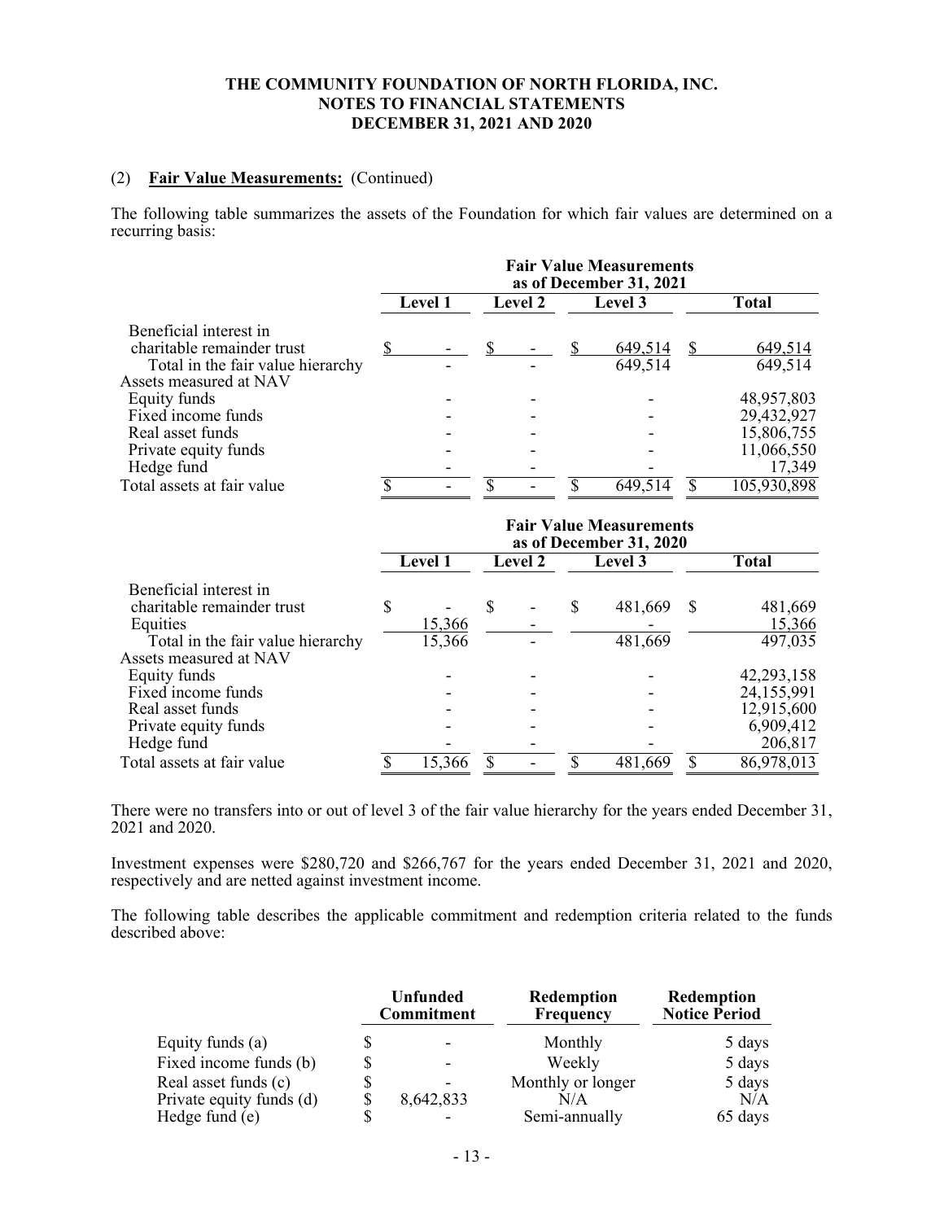**THE COMMUNITY FOUNDATION OF NORTH FLORIDA, INC.**
**NOTES TO FINANCIAL STATEMENTS**
**DECEMBER 31, 2021 AND 2020**

(2) **Fair Value Measurements:** (Continued)

The following table summarizes the assets of the Foundation for which fair values are determined on a recurring basis:

| | Fair Value Measurements as of December 31, 2021 | | | |
|---|---|---|---|---|
| | Level 1 | Level 2 | Level 3 | Total |
| Beneficial interest in charitable remainder trust | $ - | $ - | $ 649,514 | $ 649,514 |
| Total in the fair value hierarchy | - | - | 649,514 | 649,514 |
| Assets measured at NAV | | | | |
| Equity funds | - | - | - | 48,957,803 |
| Fixed income funds | - | - | - | 29,432,927 |
| Real asset funds | - | - | - | 15,806,755 |
| Private equity funds | - | - | - | 11,066,550 |
| Hedge fund | - | - | - | 17,349 |
| Total assets at fair value | $ - | $ - | $ 649,514 | $ 105,930,898 |

| | Fair Value Measurements as of December 31, 2020 | | | |
|---|---|---|---|---|
| | Level 1 | Level 2 | Level 3 | Total |
| Beneficial interest in charitable remainder trust | $ - | $ - | $ 481,669 | $ 481,669 |
| Equities | 15,366 | - | - | 15,366 |
| Total in the fair value hierarchy | 15,366 | - | 481,669 | 497,035 |
| Assets measured at NAV | | | | |
| Equity funds | - | - | - | 42,293,158 |
| Fixed income funds | - | - | - | 24,155,991 |
| Real asset funds | - | - | - | 12,915,600 |
| Private equity funds | - | - | - | 6,909,412 |
| Hedge fund | - | - | - | 206,817 |
| Total assets at fair value | $ 15,366 | $ - | $ 481,669 | $ 86,978,013 |

There were no transfers into or out of level 3 of the fair value hierarchy for the years ended December 31, 2021 and 2020.

Investment expenses were $280,720 and $266,767 for the years ended December 31, 2021 and 2020, respectively and are netted against investment income.

The following table describes the applicable commitment and redemption criteria related to the funds described above:

| | Unfunded Commitment | Redemption Frequency | Redemption Notice Period |
|---|---|---|---|
| Equity funds (a) | $ - | Monthly | 5 days |
| Fixed income funds (b) | $ - | Weekly | 5 days |
| Real asset funds (c) | $ - | Monthly or longer | 5 days |
| Private equity funds (d) | $ 8,642,833 | N/A | N/A |
| Hedge fund (e) | $ - | Semi-annually | 65 days |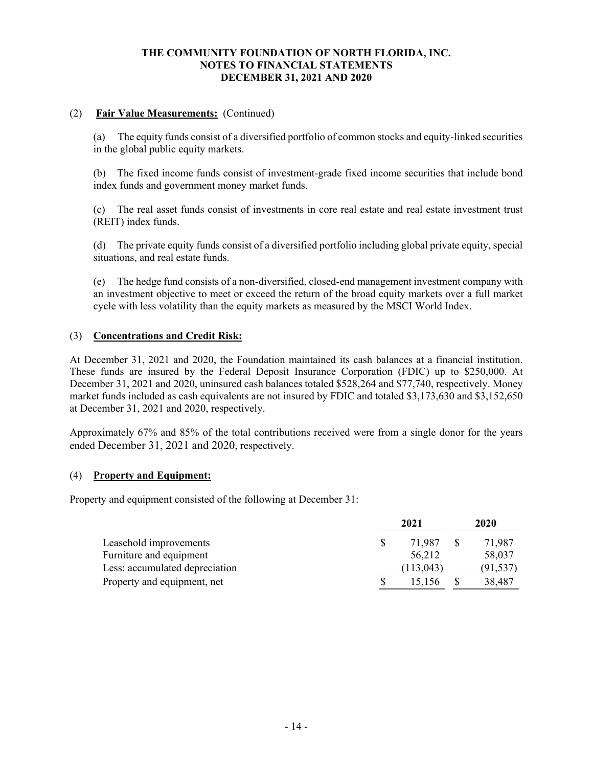# THE COMMUNITY FOUNDATION OF NORTH FLORIDA, INC.
## NOTES TO FINANCIAL STATEMENTS
## DECEMBER 31, 2021 AND 2020

(2) **Fair Value Measurements:** (Continued)

(a) The equity funds consist of a diversified portfolio of common stocks and equity-linked securities in the global public equity markets.

(b) The fixed income funds consist of investment-grade fixed income securities that include bond index funds and government money market funds.

(c) The real asset funds consist of investments in core real estate and real estate investment trust (REIT) index funds.

(d) The private equity funds consist of a diversified portfolio including global private equity, special situations, and real estate funds.

(e) The hedge fund consists of a non-diversified, closed-end management investment company with an investment objective to meet or exceed the return of the broad equity markets over a full market cycle with less volatility than the equity markets as measured by the MSCI World Index.

(3) **Concentrations and Credit Risk:**

At December 31, 2021 and 2020, the Foundation maintained its cash balances at a financial institution. These funds are insured by the Federal Deposit Insurance Corporation (FDIC) up to $250,000. At December 31, 2021 and 2020, uninsured cash balances totaled $528,264 and $77,740, respectively. Money market funds included as cash equivalents are not insured by FDIC and totaled $3,173,630 and $3,152,650 at December 31, 2021 and 2020, respectively.

Approximately 67% and 85% of the total contributions received were from a single donor for the years ended December 31, 2021 and 2020, respectively.

(4) **Property and Equipment:**

Property and equipment consisted of the following at December 31:

| | 2021 | 2020 |
|---|---|---|
| Leasehold improvements | $ 71,987 | $ 71,987 |
| Furniture and equipment | 56,212 | 58,037 |
| Less: accumulated depreciation | (113,043) | (91,537) |
| Property and equipment, net | $ 15,156 | $ 38,487 |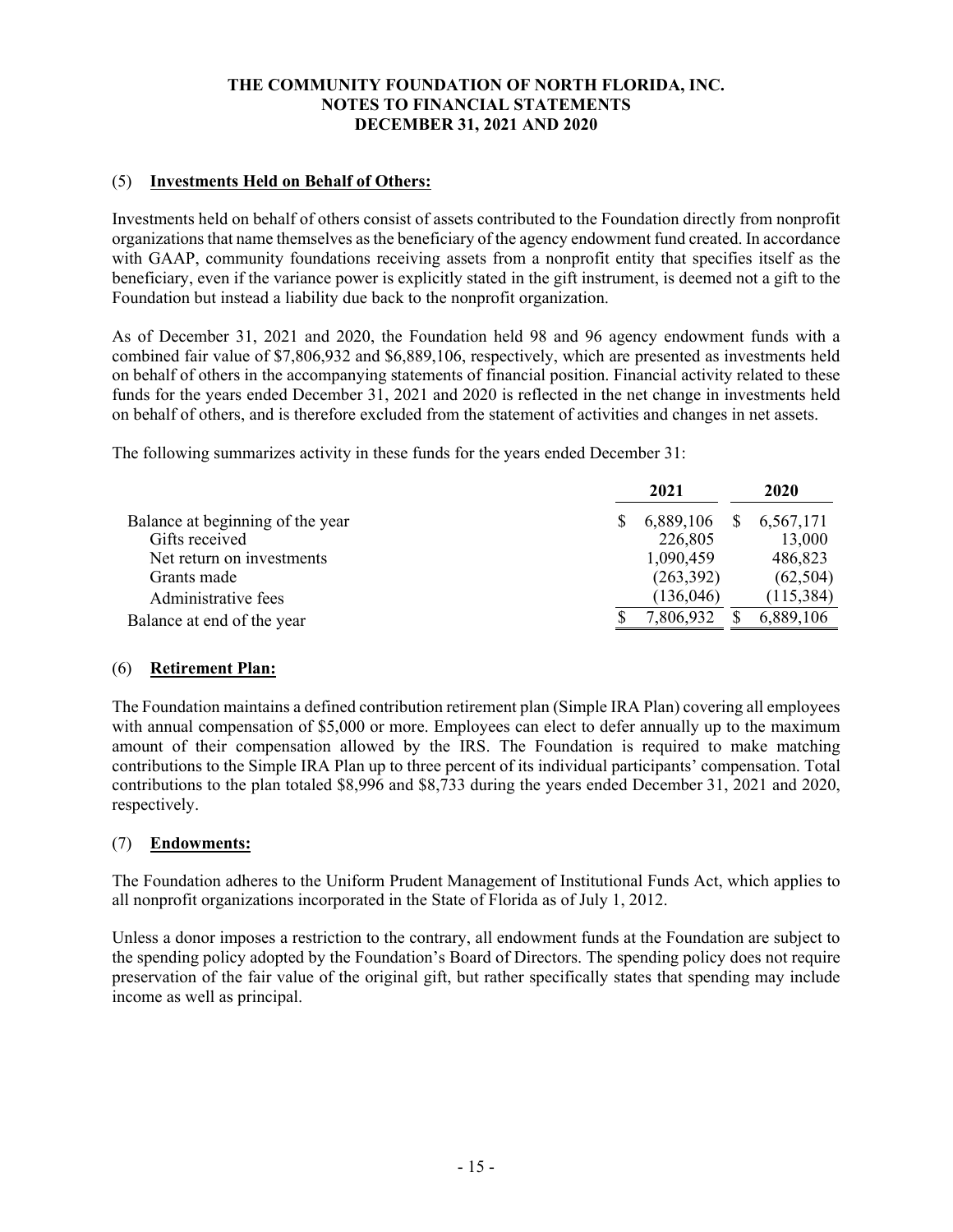# THE COMMUNITY FOUNDATION OF NORTH FLORIDA, INC.
## NOTES TO FINANCIAL STATEMENTS
## DECEMBER 31, 2021 AND 2020

### (5) **Investments Held on Behalf of Others:**

Investments held on behalf of others consist of assets contributed to the Foundation directly from nonprofit organizations that name themselves as the beneficiary of the agency endowment fund created. In accordance with GAAP, community foundations receiving assets from a nonprofit entity that specifies itself as the beneficiary, even if the variance power is explicitly stated in the gift instrument, is deemed not a gift to the Foundation but instead a liability due back to the nonprofit organization.

As of December 31, 2021 and 2020, the Foundation held 98 and 96 agency endowment funds with a combined fair value of $7,806,932 and $6,889,106, respectively, which are presented as investments held on behalf of others in the accompanying statements of financial position. Financial activity related to these funds for the years ended December 31, 2021 and 2020 is reflected in the net change in investments held on behalf of others, and is therefore excluded from the statement of activities and changes in net assets.

The following summarizes activity in these funds for the years ended December 31:

| | 2021 | 2020 |
|---|---|---|
| Balance at beginning of the year | $ 6,889,106 | $ 6,567,171 |
| Gifts received | 226,805 | 13,000 |
| Net return on investments | 1,090,459 | 486,823 |
| Grants made | (263,392) | (62,504) |
| Administrative fees | (136,046) | (115,384) |
| Balance at end of the year | $ 7,806,932 | $ 6,889,106 |

### (6) **Retirement Plan:**

The Foundation maintains a defined contribution retirement plan (Simple IRA Plan) covering all employees with annual compensation of $5,000 or more. Employees can elect to defer annually up to the maximum amount of their compensation allowed by the IRS. The Foundation is required to make matching contributions to the Simple IRA Plan up to three percent of its individual participants' compensation. Total contributions to the plan totaled $8,996 and $8,733 during the years ended December 31, 2021 and 2020, respectively.

### (7) **Endowments:**

The Foundation adheres to the Uniform Prudent Management of Institutional Funds Act, which applies to all nonprofit organizations incorporated in the State of Florida as of July 1, 2012.

Unless a donor imposes a restriction to the contrary, all endowment funds at the Foundation are subject to the spending policy adopted by the Foundation's Board of Directors. The spending policy does not require preservation of the fair value of the original gift, but rather specifically states that spending may include income as well as principal.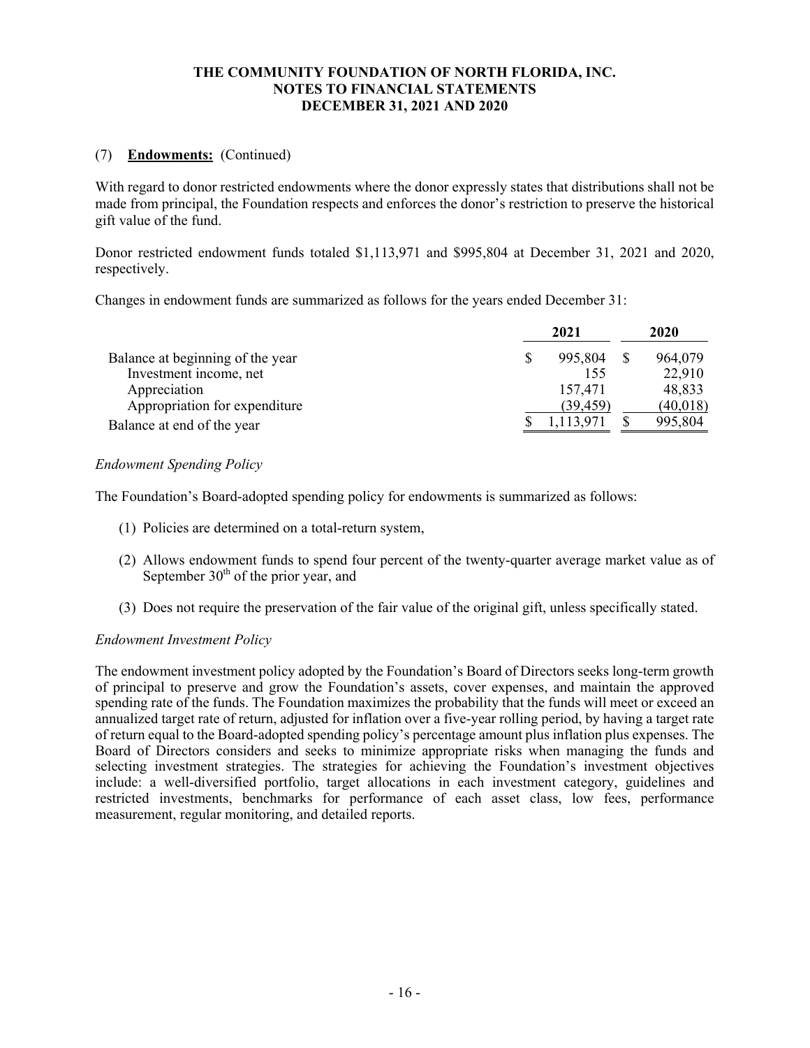(7) **Endowments:** (Continued)

With regard to donor restricted endowments where the donor expressly states that distributions shall not be made from principal, the Foundation respects and enforces the donor's restriction to preserve the historical gift value of the fund.

Donor restricted endowment funds totaled \$1,113,971 and \$995,804 at December 31, 2021 and 2020, respectively.

Changes in endowment funds are summarized as follows for the years ended December 31:

| | 2021 | 2020 |
|---|---|---|
| Balance at beginning of the year | \$ 995,804 | \$ 964,079 |
| Investment income, net | 155 | 22,910 |
| Appreciation | 157,471 | 48,833 |
| Appropriation for expenditure | (39,459) | (40,018) |
| Balance at end of the year | \$ 1,113,971 | \$ 995,804 |

*Endowment Spending Policy*

The Foundation's Board-adopted spending policy for endowments is summarized as follows:

(1) Policies are determined on a total-return system,

(2) Allows endowment funds to spend four percent of the twenty-quarter average market value as of September 30th of the prior year, and

(3) Does not require the preservation of the fair value of the original gift, unless specifically stated.

*Endowment Investment Policy*

The endowment investment policy adopted by the Foundation's Board of Directors seeks long-term growth of principal to preserve and grow the Foundation's assets, cover expenses, and maintain the approved spending rate of the funds. The Foundation maximizes the probability that the funds will meet or exceed an annualized target rate of return, adjusted for inflation over a five-year rolling period, by having a target rate of return equal to the Board-adopted spending policy's percentage amount plus inflation plus expenses. The Board of Directors considers and seeks to minimize appropriate risks when managing the funds and selecting investment strategies. The strategies for achieving the Foundation's investment objectives include: a well-diversified portfolio, target allocations in each investment category, guidelines and restricted investments, benchmarks for performance of each asset class, low fees, performance measurement, regular monitoring, and detailed reports.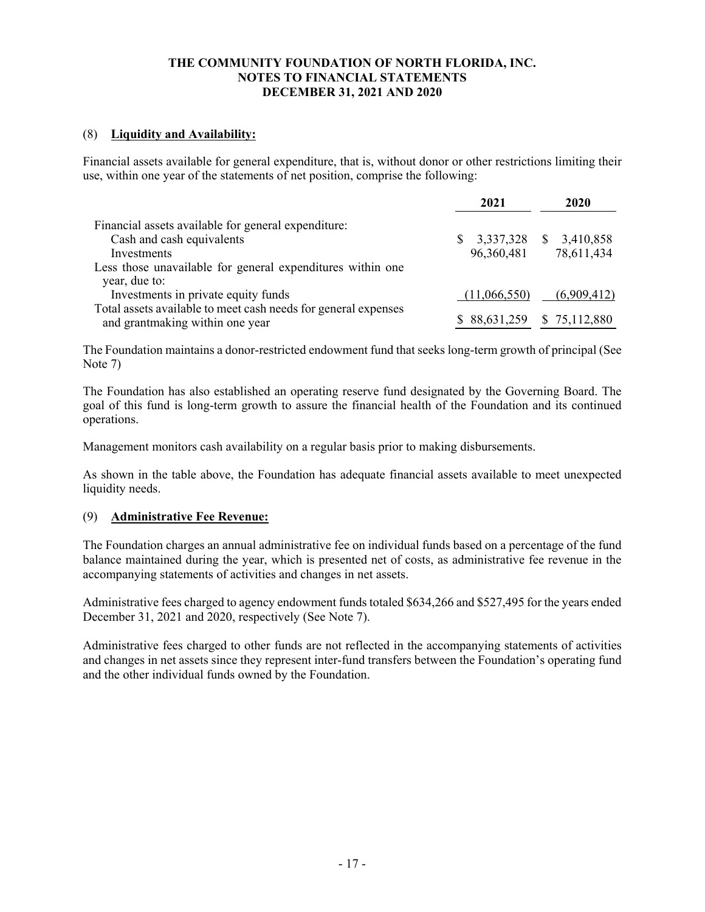### (8) **Liquidity and Availability:**

Financial assets available for general expenditure, that is, without donor or other restrictions limiting their use, within one year of the statements of net position, comprise the following:

| | 2021 | 2020 |
|---|---|---|
| Financial assets available for general expenditure: | | |
| Cash and cash equivalents | $ 3,337,328 | $ 3,410,858 |
| Investments | 96,360,481 | 78,611,434 |
| Less those unavailable for general expenditures within one year, due to: | | |
| Investments in private equity funds | (11,066,550) | (6,909,412) |
| Total assets available to meet cash needs for general expenses and grantmaking within one year | $ 88,631,259 | $ 75,112,880 |

The Foundation maintains a donor-restricted endowment fund that seeks long-term growth of principal (See Note 7)

The Foundation has also established an operating reserve fund designated by the Governing Board. The goal of this fund is long-term growth to assure the financial health of the Foundation and its continued operations.

Management monitors cash availability on a regular basis prior to making disbursements.

As shown in the table above, the Foundation has adequate financial assets available to meet unexpected liquidity needs.

### (9) **Administrative Fee Revenue:**

The Foundation charges an annual administrative fee on individual funds based on a percentage of the fund balance maintained during the year, which is presented net of costs, as administrative fee revenue in the accompanying statements of activities and changes in net assets.

Administrative fees charged to agency endowment funds totaled $634,266 and $527,495 for the years ended December 31, 2021 and 2020, respectively (See Note 7).

Administrative fees charged to other funds are not reflected in the accompanying statements of activities and changes in net assets since they represent inter-fund transfers between the Foundation's operating fund and the other individual funds owned by the Foundation.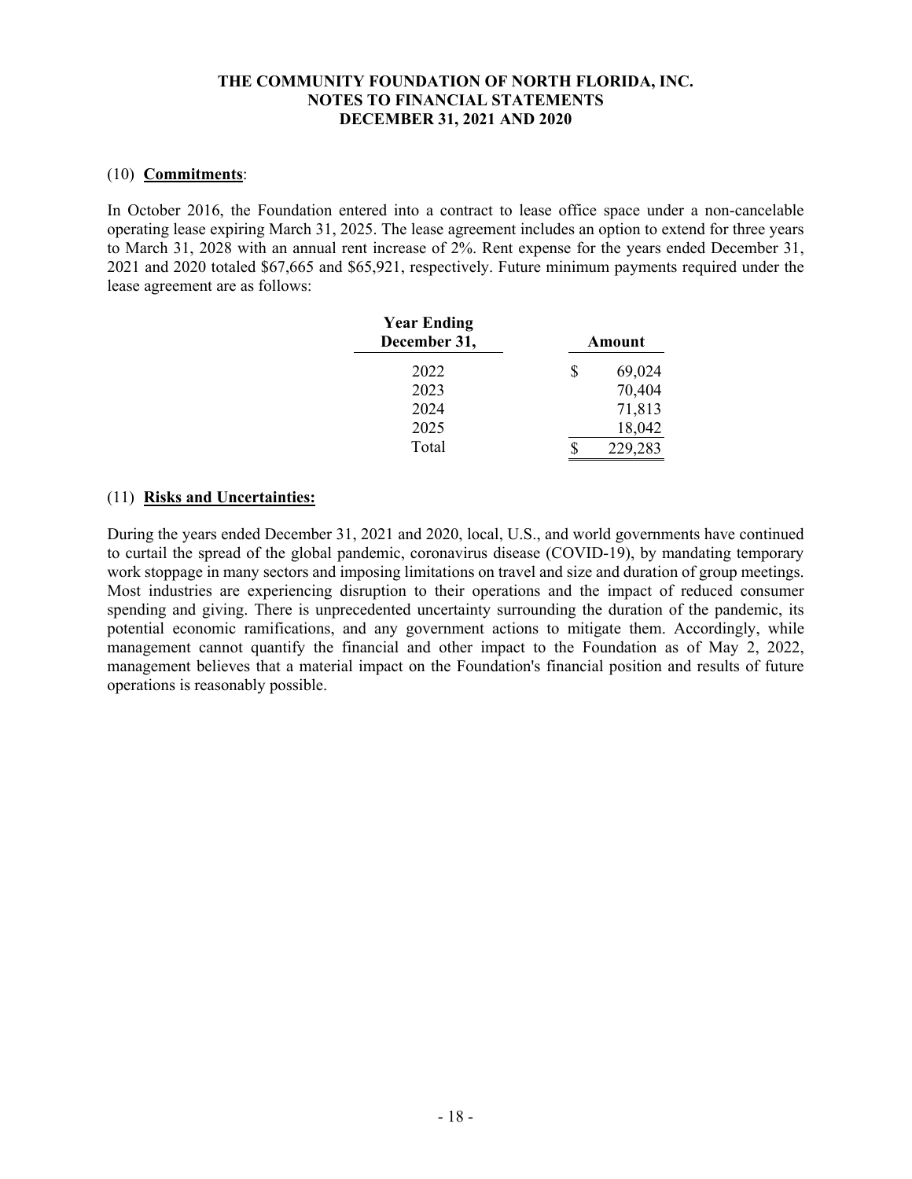## (10) **Commitments**:

In October 2016, the Foundation entered into a contract to lease office space under a non-cancelable operating lease expiring March 31, 2025. The lease agreement includes an option to extend for three years to March 31, 2028 with an annual rent increase of 2%. Rent expense for the years ended December 31, 2021 and 2020 totaled $67,665 and $65,921, respectively. Future minimum payments required under the lease agreement are as follows:

| Year Ending December 31, | Amount |
|---|---|
| 2022 | $ 69,024 |
| 2023 | 70,404 |
| 2024 | 71,813 |
| 2025 | 18,042 |
| Total | $ 229,283 |

## (11) **Risks and Uncertainties:**

During the years ended December 31, 2021 and 2020, local, U.S., and world governments have continued to curtail the spread of the global pandemic, coronavirus disease (COVID-19), by mandating temporary work stoppage in many sectors and imposing limitations on travel and size and duration of group meetings. Most industries are experiencing disruption to their operations and the impact of reduced consumer spending and giving. There is unprecedented uncertainty surrounding the duration of the pandemic, its potential economic ramifications, and any government actions to mitigate them. Accordingly, while management cannot quantify the financial and other impact to the Foundation as of May 2, 2022, management believes that a material impact on the Foundation's financial position and results of future operations is reasonably possible.